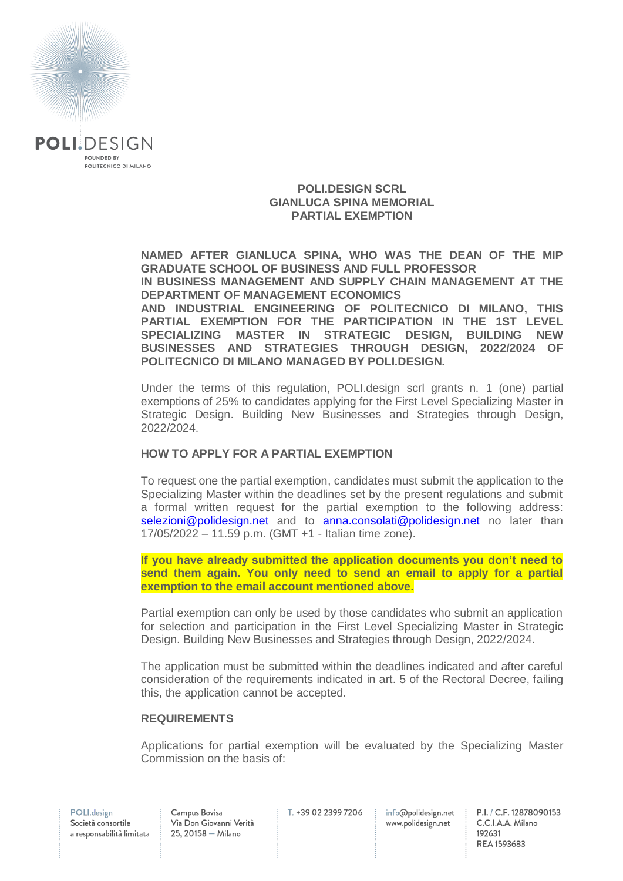**POLI.DESIGN SCRL**
**GIANLUCA SPINA MEMORIAL**
**PARTIAL EXEMPTION**

**NAMED AFTER GIANLUCA SPINA, WHO WAS THE DEAN OF THE MIP GRADUATE SCHOOL OF BUSINESS AND FULL PROFESSOR IN BUSINESS MANAGEMENT AND SUPPLY CHAIN MANAGEMENT AT THE DEPARTMENT OF MANAGEMENT ECONOMICS AND INDUSTRIAL ENGINEERING OF POLITECNICO DI MILANO, THIS PARTIAL EXEMPTION FOR THE PARTICIPATION IN THE 1ST LEVEL SPECIALIZING MASTER IN STRATEGIC DESIGN, BUILDING NEW BUSINESSES AND STRATEGIES THROUGH DESIGN, 2022/2024 OF POLITECNICO DI MILANO MANAGED BY POLI.DESIGN.**

Under the terms of this regulation, POLI.design scrl grants n. 1 (one) partial exemptions of 25% to candidates applying for the First Level Specializing Master in Strategic Design. Building New Businesses and Strategies through Design, 2022/2024.

## HOW TO APPLY FOR A PARTIAL EXEMPTION

To request one the partial exemption, candidates must submit the application to the Specializing Master within the deadlines set by the present regulations and submit a formal written request for the partial exemption to the following address: selezioni@polidesign.net and to anna.consolati@polidesign.net no later than 17/05/2022 – 11.59 p.m. (GMT +1 - Italian time zone).

**If you have already submitted the application documents you don't need to send them again. You only need to send an email to apply for a partial exemption to the email account mentioned above.**

Partial exemption can only be used by those candidates who submit an application for selection and participation in the First Level Specializing Master in Strategic Design. Building New Businesses and Strategies through Design, 2022/2024.

The application must be submitted within the deadlines indicated and after careful consideration of the requirements indicated in art. 5 of the Rectoral Decree, failing this, the application cannot be accepted.

## REQUIREMENTS

Applications for partial exemption will be evaluated by the Specializing Master Commission on the basis of: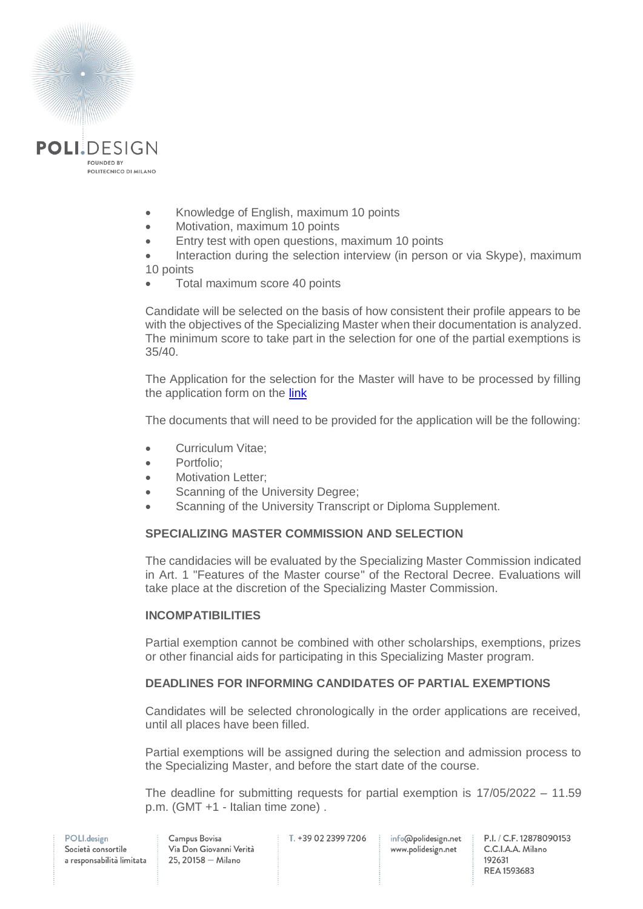- Knowledge of English, maximum 10 points
- Motivation, maximum 10 points
- Entry test with open questions, maximum 10 points
- Interaction during the selection interview (in person or via Skype), maximum 10 points
- Total maximum score 40 points

Candidate will be selected on the basis of how consistent their profile appears to be with the objectives of the Specializing Master when their documentation is analyzed. The minimum score to take part in the selection for one of the partial exemptions is 35/40.

The Application for the selection for the Master will have to be processed by filling the application form on the link

The documents that will need to be provided for the application will be the following:

- Curriculum Vitae;
- Portfolio;
- Motivation Letter;
- Scanning of the University Degree;
- Scanning of the University Transcript or Diploma Supplement.

### SPECIALIZING MASTER COMMISSION AND SELECTION

The candidacies will be evaluated by the Specializing Master Commission indicated in Art. 1 "Features of the Master course" of the Rectoral Decree. Evaluations will take place at the discretion of the Specializing Master Commission.

### INCOMPATIBILITIES

Partial exemption cannot be combined with other scholarships, exemptions, prizes or other financial aids for participating in this Specializing Master program.

### DEADLINES FOR INFORMING CANDIDATES OF PARTIAL EXEMPTIONS

Candidates will be selected chronologically in the order applications are received, until all places have been filled.

Partial exemptions will be assigned during the selection and admission process to the Specializing Master, and before the start date of the course.

The deadline for submitting requests for partial exemption is 17/05/2022 – 11.59 p.m. (GMT +1 - Italian time zone) .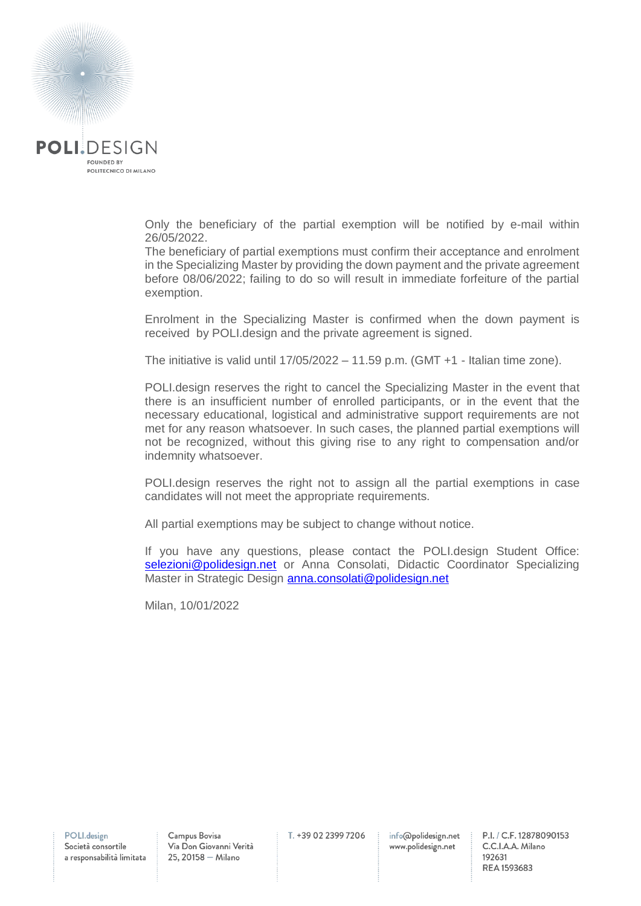Only the beneficiary of the partial exemption will be notified by e-mail within 26/05/2022.
The beneficiary of partial exemptions must confirm their acceptance and enrolment in the Specializing Master by providing the down payment and the private agreement before 08/06/2022; failing to do so will result in immediate forfeiture of the partial exemption.

Enrolment in the Specializing Master is confirmed when the down payment is received by POLI.design and the private agreement is signed.

The initiative is valid until 17/05/2022 – 11.59 p.m. (GMT +1 - Italian time zone).

POLI.design reserves the right to cancel the Specializing Master in the event that there is an insufficient number of enrolled participants, or in the event that the necessary educational, logistical and administrative support requirements are not met for any reason whatsoever. In such cases, the planned partial exemptions will not be recognized, without this giving rise to any right to compensation and/or indemnity whatsoever.

POLI.design reserves the right not to assign all the partial exemptions in case candidates will not meet the appropriate requirements.

All partial exemptions may be subject to change without notice.

If you have any questions, please contact the POLI.design Student Office: selezioni@polidesign.net or Anna Consolati, Didactic Coordinator Specializing Master in Strategic Design anna.consolati@polidesign.net

Milan, 10/01/2022